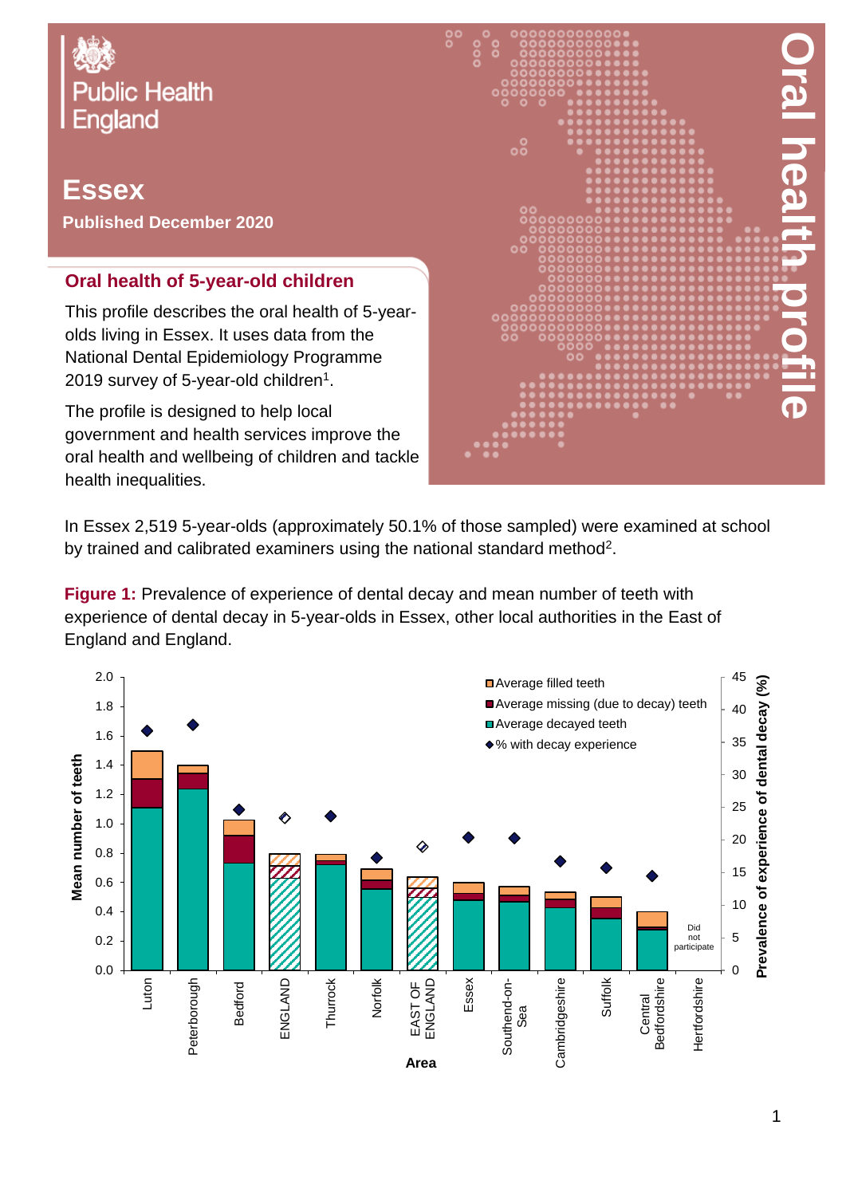Public Health England

# Essex

**Published December 2020**

# Oral health profile

## Oral health of 5-year-old children

This profile describes the oral health of 5-year-olds living in Essex. It uses data from the National Dental Epidemiology Programme 2019 survey of 5-year-old children[1].

The profile is designed to help local government and health services improve the oral health and wellbeing of children and tackle health inequalities.

In Essex 2,519 5-year-olds (approximately 50.1% of those sampled) were examined at school by trained and calibrated examiners using the national standard method[2].

**Figure 1:** Prevalence of experience of dental decay and mean number of teeth with experience of dental decay in 5-year-olds in Essex, other local authorities in the East of England and England.

Legend: Average filled teeth; Average missing (due to decay) teeth; Average decayed teeth; % with decay experience

Left axis: Mean number of teeth (0.0–2.0). Right axis: Prevalence of experience of dental decay (%) (0–45). X axis: Area.

Areas: Luton, Peterborough, Bedford, ENGLAND, Thurrock, Norfolk, EAST OF ENGLAND, Essex, Southend-on-Sea, Cambridgeshire, Suffolk, Central Bedfordshire, Hertfordshire (Did not participate)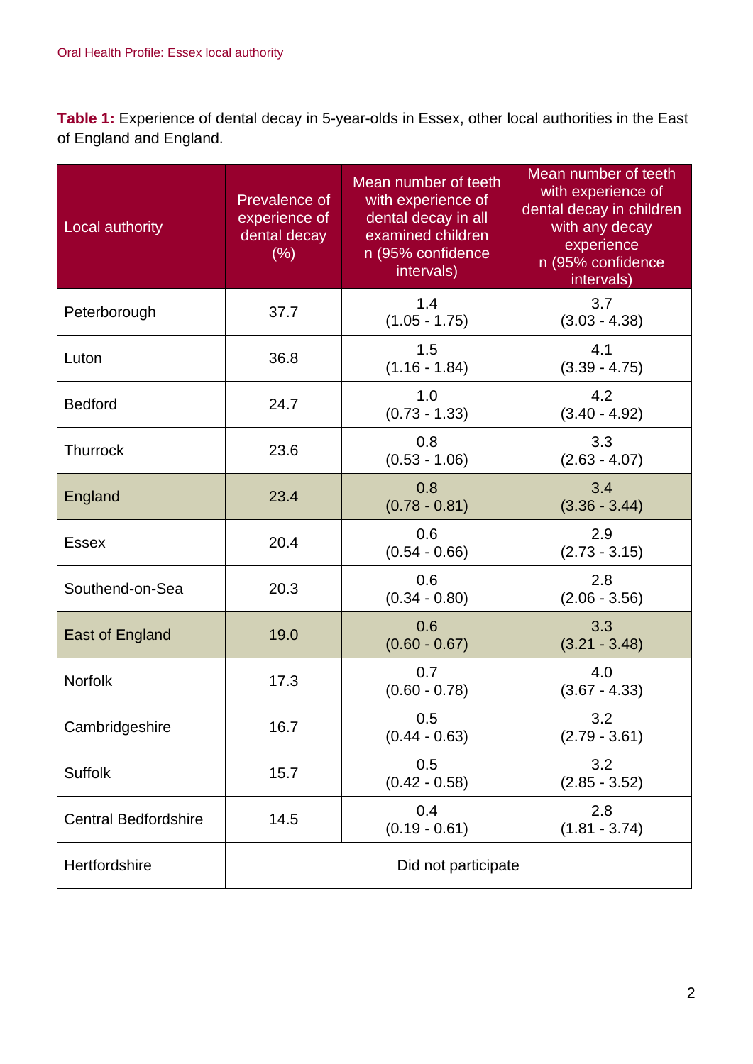**Table 1:** Experience of dental decay in 5-year-olds in Essex, other local authorities in the East of England and England.

| Local authority | Prevalence of experience of dental decay (%) | Mean number of teeth with experience of dental decay in all examined children n (95% confidence intervals) | Mean number of teeth with experience of dental decay in children with any decay experience n (95% confidence intervals) |
|---|---|---|---|
| Peterborough | 37.7 | 1.4 (1.05 - 1.75) | 3.7 (3.03 - 4.38) |
| Luton | 36.8 | 1.5 (1.16 - 1.84) | 4.1 (3.39 - 4.75) |
| Bedford | 24.7 | 1.0 (0.73 - 1.33) | 4.2 (3.40 - 4.92) |
| Thurrock | 23.6 | 0.8 (0.53 - 1.06) | 3.3 (2.63 - 4.07) |
| England | 23.4 | 0.8 (0.78 - 0.81) | 3.4 (3.36 - 3.44) |
| Essex | 20.4 | 0.6 (0.54 - 0.66) | 2.9 (2.73 - 3.15) |
| Southend-on-Sea | 20.3 | 0.6 (0.34 - 0.80) | 2.8 (2.06 - 3.56) |
| East of England | 19.0 | 0.6 (0.60 - 0.67) | 3.3 (3.21 - 3.48) |
| Norfolk | 17.3 | 0.7 (0.60 - 0.78) | 4.0 (3.67 - 4.33) |
| Cambridgeshire | 16.7 | 0.5 (0.44 - 0.63) | 3.2 (2.79 - 3.61) |
| Suffolk | 15.7 | 0.5 (0.42 - 0.58) | 3.2 (2.85 - 3.52) |
| Central Bedfordshire | 14.5 | 0.4 (0.19 - 0.61) | 2.8 (1.81 - 3.74) |
| Hertfordshire | Did not participate | | |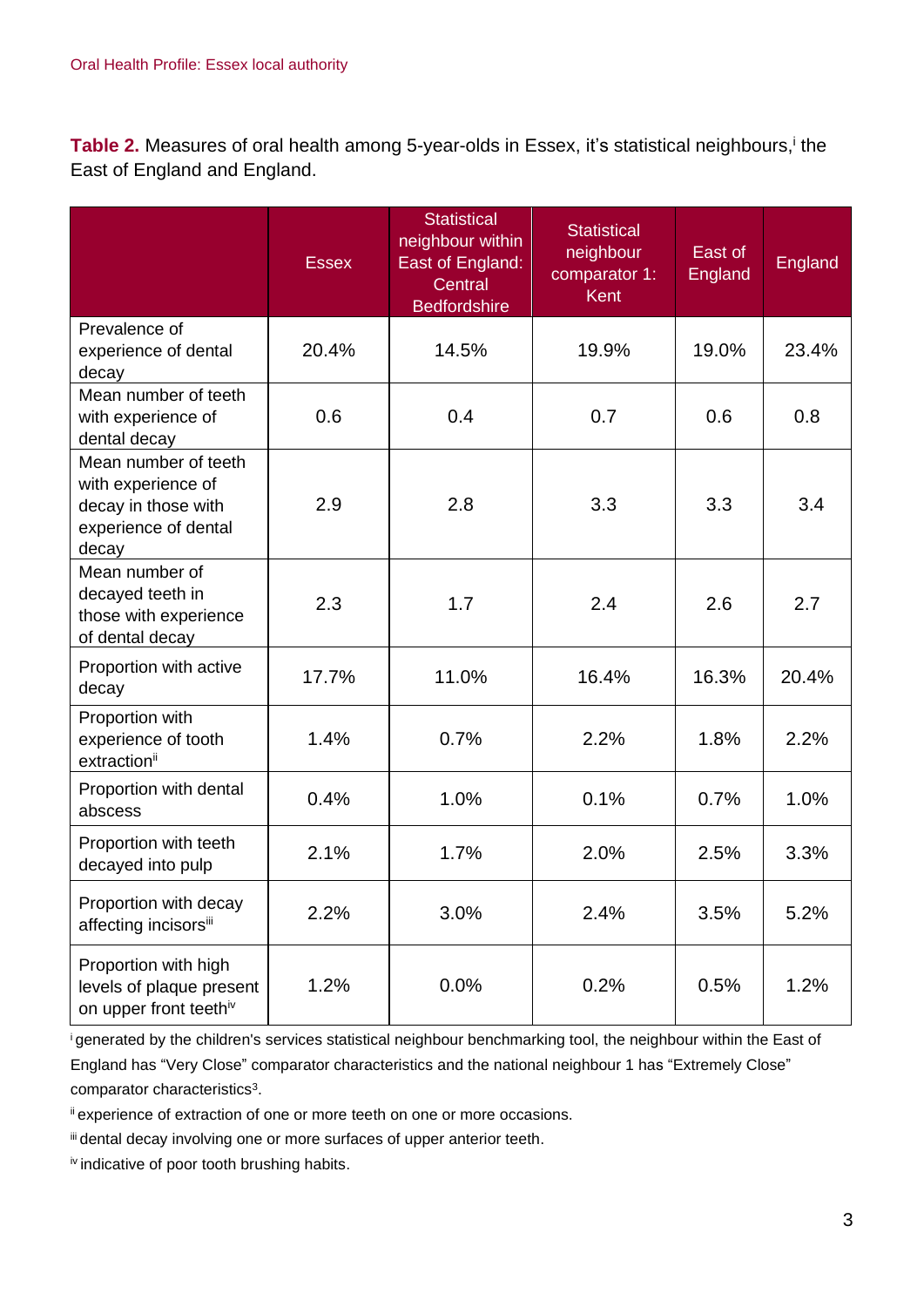**Table 2.** Measures of oral health among 5-year-olds in Essex, it's statistical neighbours,[i] the East of England and England.

| | Essex | Statistical neighbour within East of England: Central Bedfordshire | Statistical neighbour comparator 1: Kent | East of England | England |
|---|---|---|---|---|---|
| Prevalence of experience of dental decay | 20.4% | 14.5% | 19.9% | 19.0% | 23.4% |
| Mean number of teeth with experience of dental decay | 0.6 | 0.4 | 0.7 | 0.6 | 0.8 |
| Mean number of teeth with experience of decay in those with experience of dental decay | 2.9 | 2.8 | 3.3 | 3.3 | 3.4 |
| Mean number of decayed teeth in those with experience of dental decay | 2.3 | 1.7 | 2.4 | 2.6 | 2.7 |
| Proportion with active decay | 17.7% | 11.0% | 16.4% | 16.3% | 20.4% |
| Proportion with experience of tooth extraction[ii] | 1.4% | 0.7% | 2.2% | 1.8% | 2.2% |
| Proportion with dental abscess | 0.4% | 1.0% | 0.1% | 0.7% | 1.0% |
| Proportion with teeth decayed into pulp | 2.1% | 1.7% | 2.0% | 2.5% | 3.3% |
| Proportion with decay affecting incisors[iii] | 2.2% | 3.0% | 2.4% | 3.5% | 5.2% |
| Proportion with high levels of plaque present on upper front teeth[iv] | 1.2% | 0.0% | 0.2% | 0.5% | 1.2% |

[i] generated by the children's services statistical neighbour benchmarking tool, the neighbour within the East of England has "Very Close" comparator characteristics and the national neighbour 1 has "Extremely Close" comparator characteristics[3].

[ii] experience of extraction of one or more teeth on one or more occasions.

[iii] dental decay involving one or more surfaces of upper anterior teeth.

[iv] indicative of poor tooth brushing habits.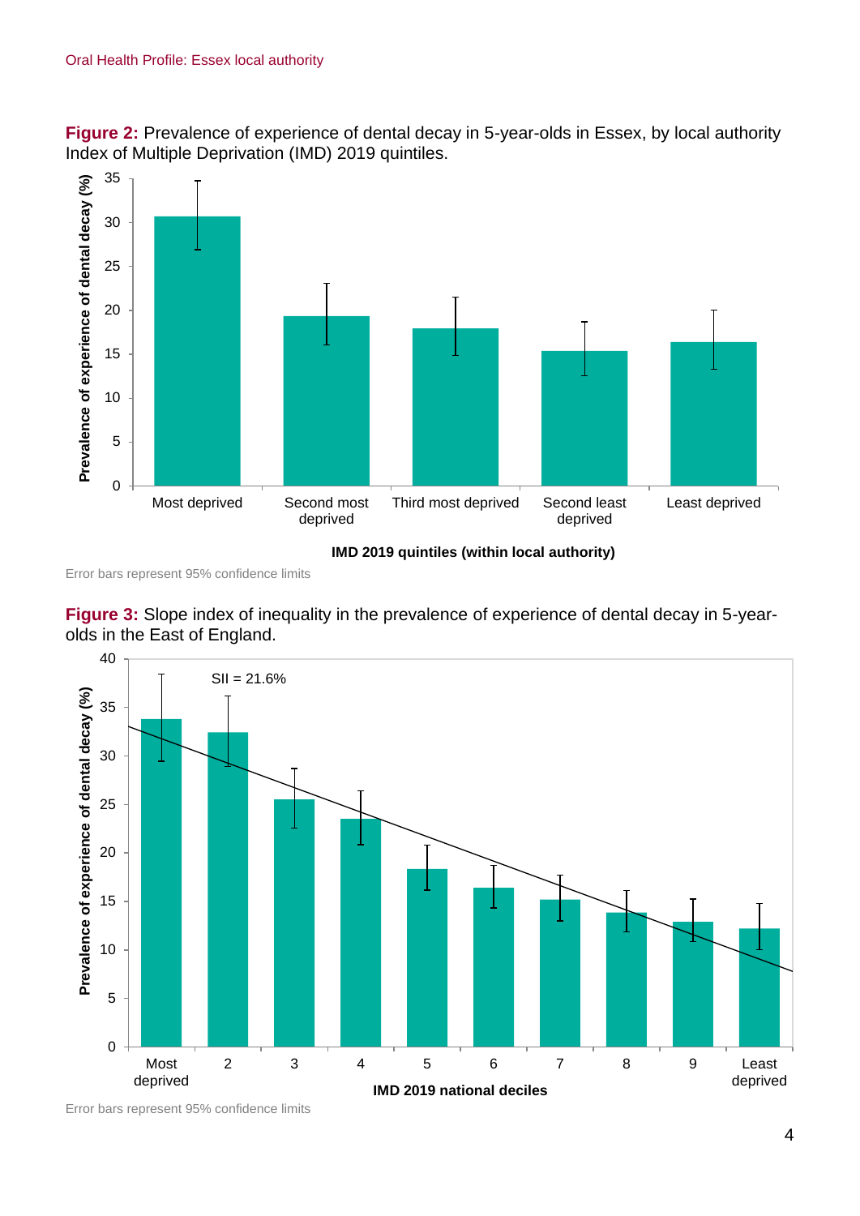**Figure 2:** Prevalence of experience of dental decay in 5-year-olds in Essex, by local authority Index of Multiple Deprivation (IMD) 2019 quintiles.

Error bars represent 95% confidence limits

**Figure 3:** Slope index of inequality in the prevalence of experience of dental decay in 5-year-olds in the East of England.

Error bars represent 95% confidence limits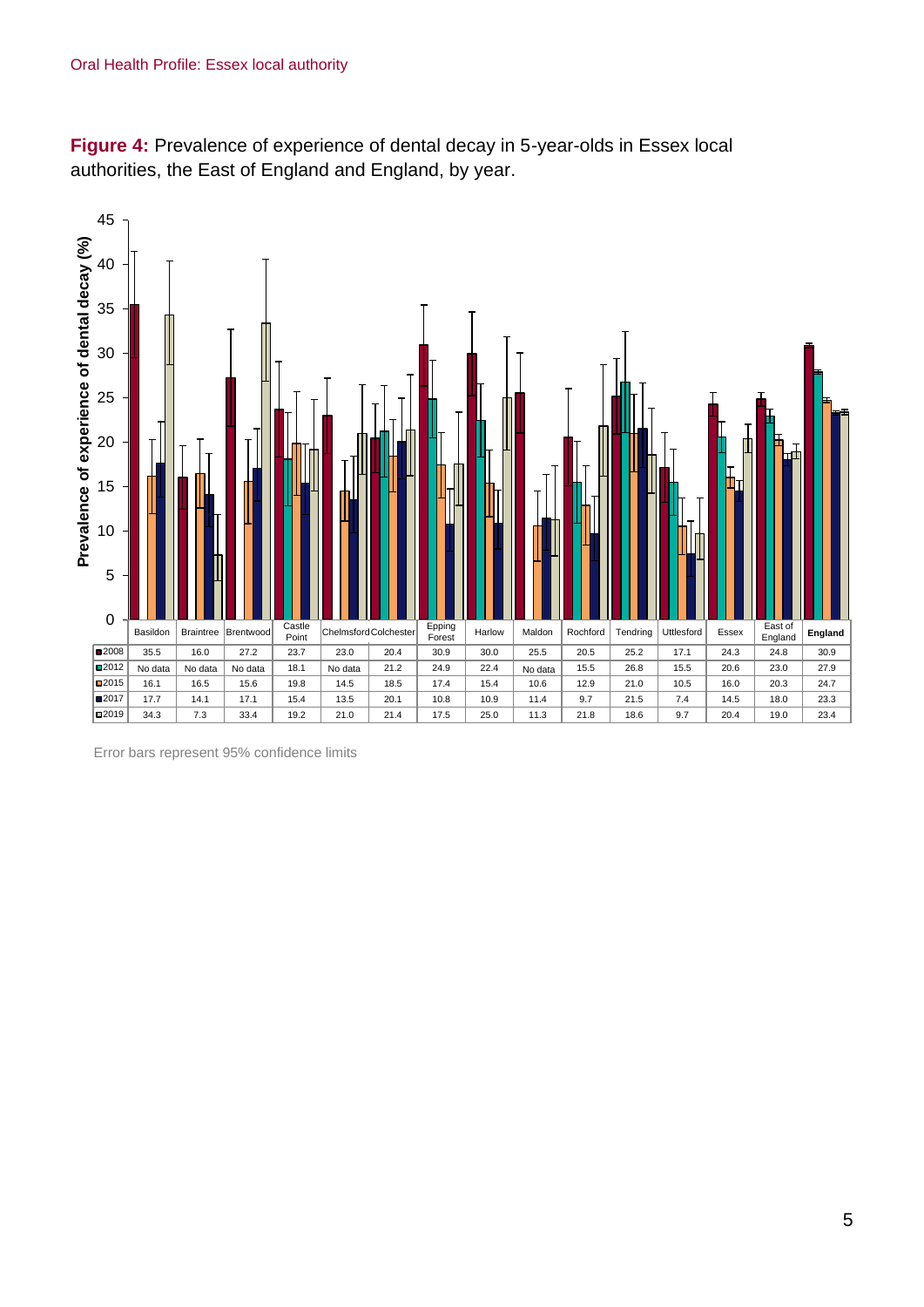**Figure 4:** Prevalence of experience of dental decay in 5-year-olds in Essex local authorities, the East of England and England, by year.

| | Basildon | Braintree | Brentwood | Castle Point | Chelmsford | Colchester | Epping Forest | Harlow | Maldon | Rochford | Tendring | Uttlesford | Essex | East of England | England |
|---|---|---|---|---|---|---|---|---|---|---|---|---|---|---|---|
| 2008 | 35.5 | 16.0 | 27.2 | 23.7 | 23.0 | 20.4 | 30.9 | 30.0 | 25.5 | 20.5 | 25.2 | 17.1 | 24.3 | 24.8 | 30.9 |
| 2012 | No data | No data | No data | 18.1 | No data | 21.2 | 24.9 | 22.4 | No data | 15.5 | 26.8 | 15.5 | 20.6 | 23.0 | 27.9 |
| 2015 | 16.1 | 16.5 | 15.6 | 19.8 | 14.5 | 18.5 | 17.4 | 15.4 | 10.6 | 12.9 | 21.0 | 10.5 | 16.0 | 20.3 | 24.7 |
| 2017 | 17.7 | 14.1 | 17.1 | 15.4 | 13.5 | 20.1 | 10.8 | 10.9 | 11.4 | 9.7 | 21.5 | 7.4 | 14.5 | 18.0 | 23.3 |
| 2019 | 34.3 | 7.3 | 33.4 | 19.2 | 21.0 | 21.4 | 17.5 | 25.0 | 11.3 | 21.8 | 18.6 | 9.7 | 20.4 | 19.0 | 23.4 |

Error bars represent 95% confidence limits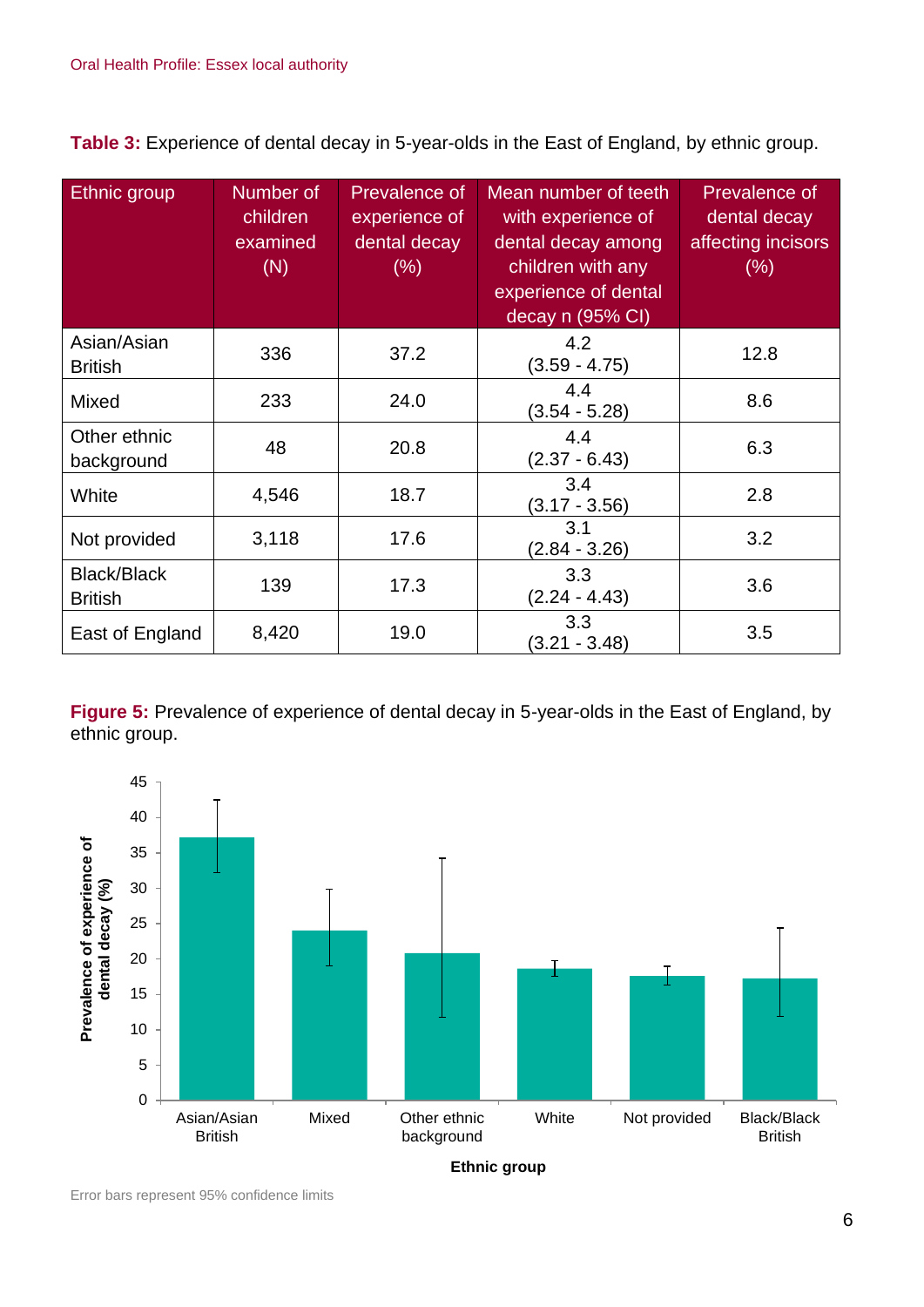**Table 3:** Experience of dental decay in 5-year-olds in the East of England, by ethnic group.

| Ethnic group | Number of children examined (N) | Prevalence of experience of dental decay (%) | Mean number of teeth with experience of dental decay among children with any experience of dental decay n (95% CI) | Prevalence of dental decay affecting incisors (%) |
|---|---|---|---|---|
| Asian/Asian British | 336 | 37.2 | 4.2 (3.59 - 4.75) | 12.8 |
| Mixed | 233 | 24.0 | 4.4 (3.54 - 5.28) | 8.6 |
| Other ethnic background | 48 | 20.8 | 4.4 (2.37 - 6.43) | 6.3 |
| White | 4,546 | 18.7 | 3.4 (3.17 - 3.56) | 2.8 |
| Not provided | 3,118 | 17.6 | 3.1 (2.84 - 3.26) | 3.2 |
| Black/Black British | 139 | 17.3 | 3.3 (2.24 - 4.43) | 3.6 |
| East of England | 8,420 | 19.0 | 3.3 (3.21 - 3.48) | 3.5 |

**Figure 5:** Prevalence of experience of dental decay in 5-year-olds in the East of England, by ethnic group.

Error bars represent 95% confidence limits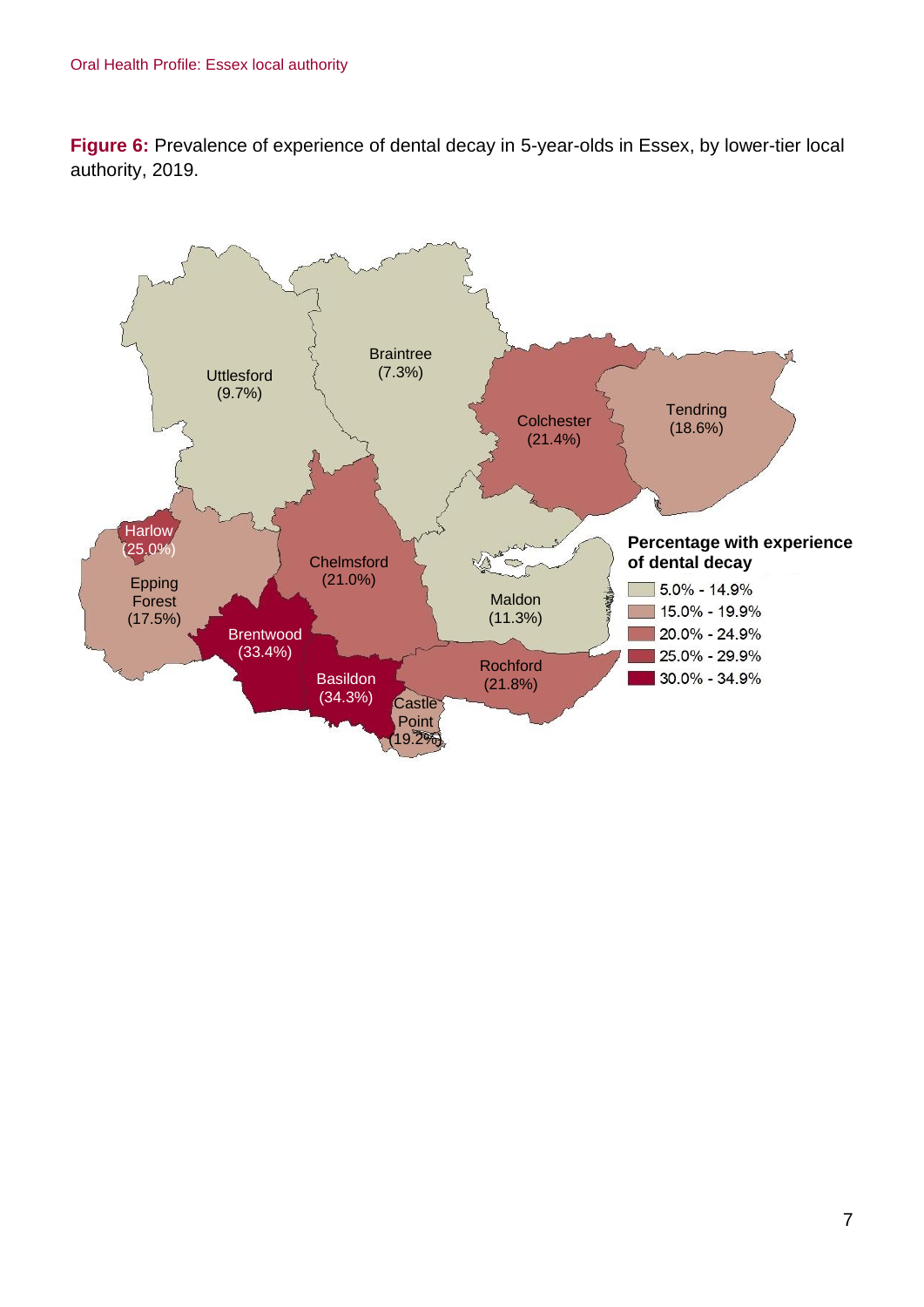**Figure 6:** Prevalence of experience of dental decay in 5-year-olds in Essex, by lower-tier local authority, 2019.

Uttlesford (9.7%)

Braintree (7.3%)

Colchester (21.4%)

Tendring (18.6%)

Harlow (25.0%)

Epping Forest (17.5%)

Chelmsford (21.0%)

Maldon (11.3%)

Brentwood (33.4%)

Basildon (34.3%)

Castle Point (19.2%)

Rochford (21.8%)

**Percentage with experience of dental decay**

- 5.0% - 14.9%
- 15.0% - 19.9%
- 20.0% - 24.9%
- 25.0% - 29.9%
- 30.0% - 34.9%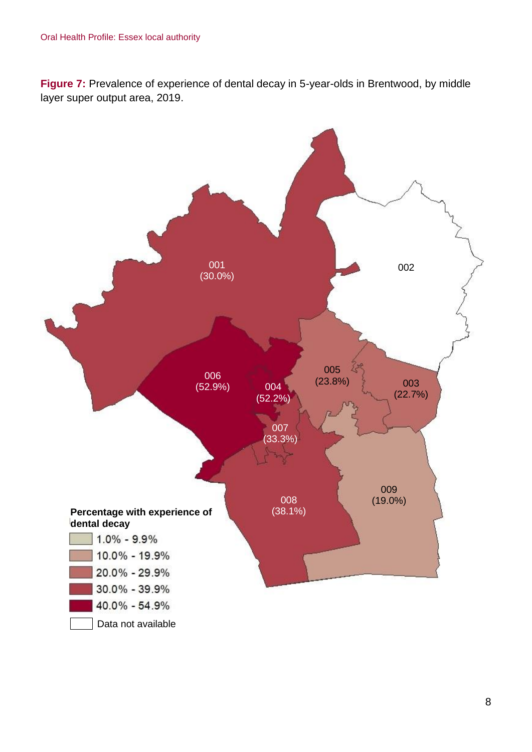**Figure 7:** Prevalence of experience of dental decay in 5-year-olds in Brentwood, by middle layer super output area, 2019.

001 (30.0%)

002

005 (23.8%)

003 (22.7%)

006 (52.9%)

004 (52.2%)

007 (33.3%)

008 (38.1%)

009 (19.0%)

**Percentage with experience of dental decay**

- 1.0% - 9.9%
- 10.0% - 19.9%
- 20.0% - 29.9%
- 30.0% - 39.9%
- 40.0% - 54.9%
- Data not available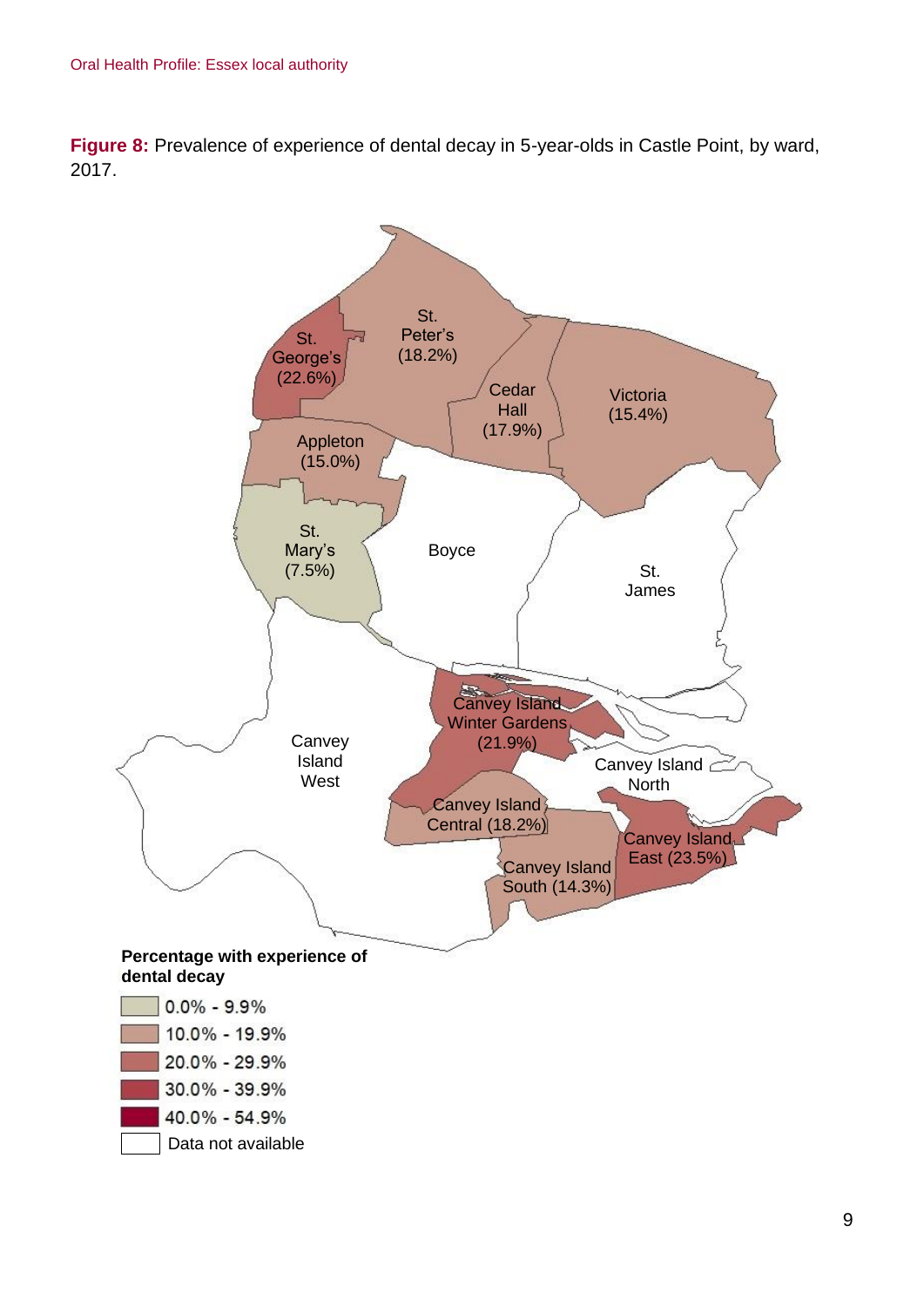**Figure 8:** Prevalence of experience of dental decay in 5-year-olds in Castle Point, by ward, 2017.

St. George's (22.6%)

St. Peter's (18.2%)

Cedar Hall (17.9%)

Victoria (15.4%)

Appleton (15.0%)

St. Mary's (7.5%)

Boyce

St. James

Canvey Island Winter Gardens (21.9%)

Canvey Island West

Canvey Island North

Canvey Island Central (18.2%)

Canvey Island East (23.5%)

Canvey Island South (14.3%)

**Percentage with experience of dental decay**

- 0.0% - 9.9%
- 10.0% - 19.9%
- 20.0% - 29.9%
- 30.0% - 39.9%
- 40.0% - 54.9%
- Data not available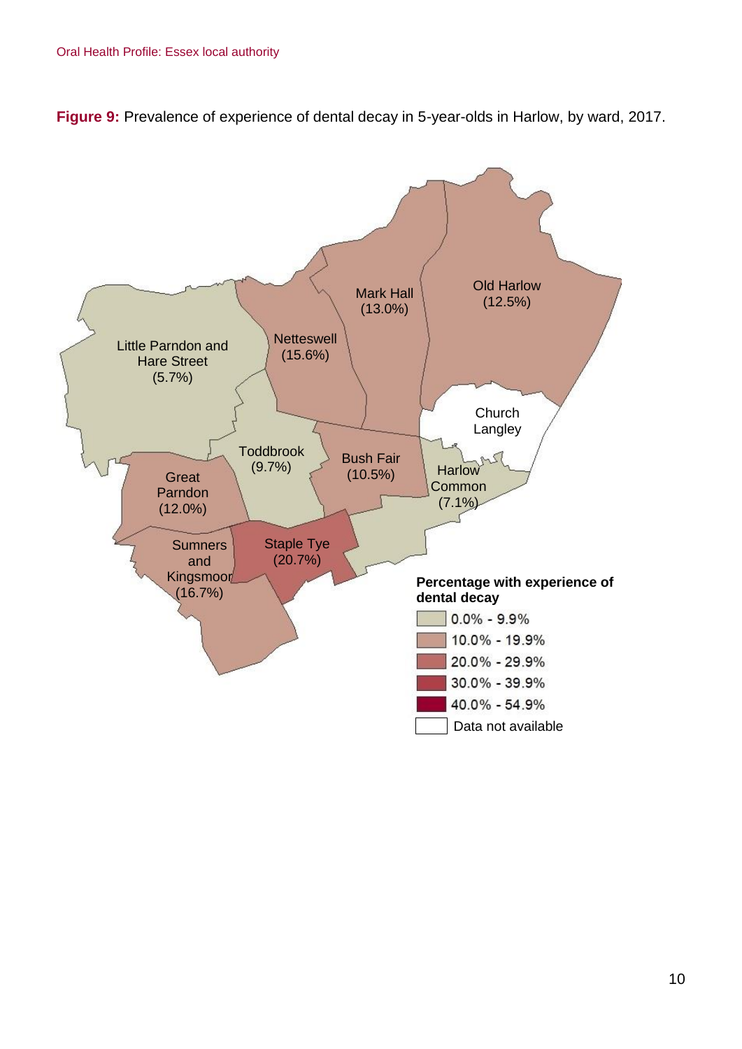**Figure 9:** Prevalence of experience of dental decay in 5-year-olds in Harlow, by ward, 2017.

Little Parndon and Hare Street (5.7%)

Netteswell (15.6%)

Mark Hall (13.0%)

Old Harlow (12.5%)

Church Langley

Toddbrook (9.7%)

Bush Fair (10.5%)

Harlow Common (7.1%)

Great Parndon (12.0%)

Sumners and Kingsmoor (16.7%)

Staple Tye (20.7%)

**Percentage with experience of dental decay**

- 0.0% - 9.9%
- 10.0% - 19.9%
- 20.0% - 29.9%
- 30.0% - 39.9%
- 40.0% - 54.9%
- Data not available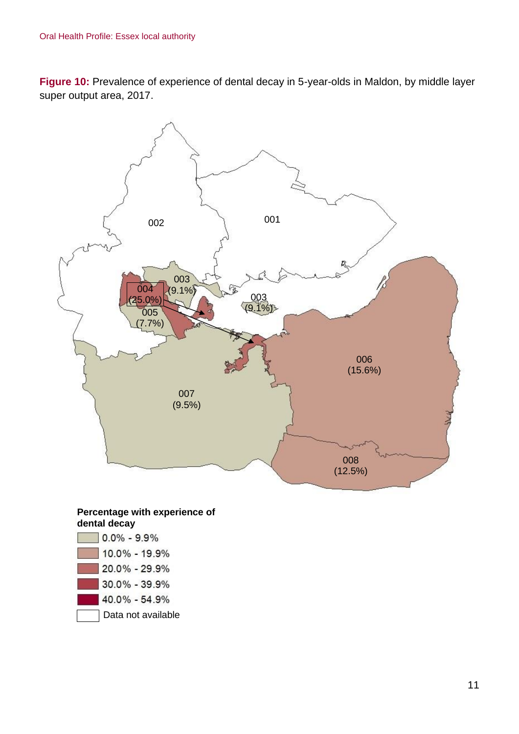**Figure 10:** Prevalence of experience of dental decay in 5-year-olds in Maldon, by middle layer super output area, 2017.

002

001

003 (9.1%)

004 (25.0%)

003 (9.1%)

005 (7.7%)

006 (15.6%)

007 (9.5%)

008 (12.5%)

**Percentage with experience of dental decay**

- 0.0% - 9.9%
- 10.0% - 19.9%
- 20.0% - 29.9%
- 30.0% - 39.9%
- 40.0% - 54.9%
- Data not available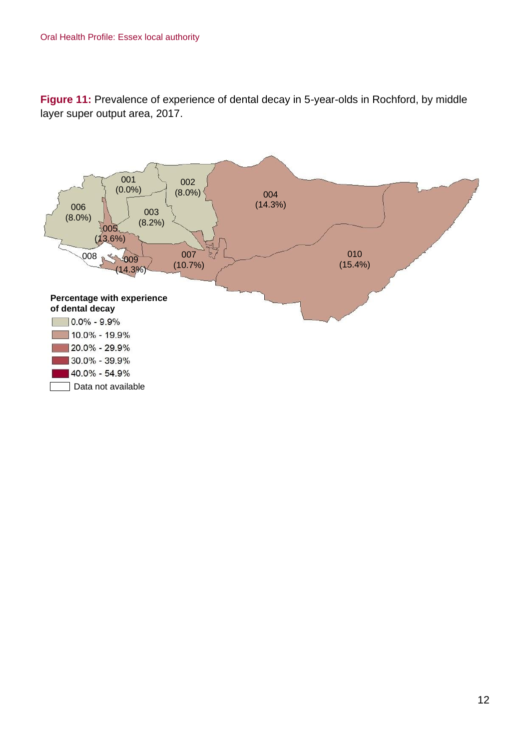**Figure 11:** Prevalence of experience of dental decay in 5-year-olds in Rochford, by middle layer super output area, 2017.

001 (0.0%)
002 (8.0%)
003 (8.2%)
004 (14.3%)
005 (13.6%)
006 (8.0%)
007 (10.7%)
008
009 (14.3%)
010 (15.4%)

**Percentage with experience of dental decay**

- 0.0% - 9.9%
- 10.0% - 19.9%
- 20.0% - 29.9%
- 30.0% - 39.9%
- 40.0% - 54.9%
- Data not available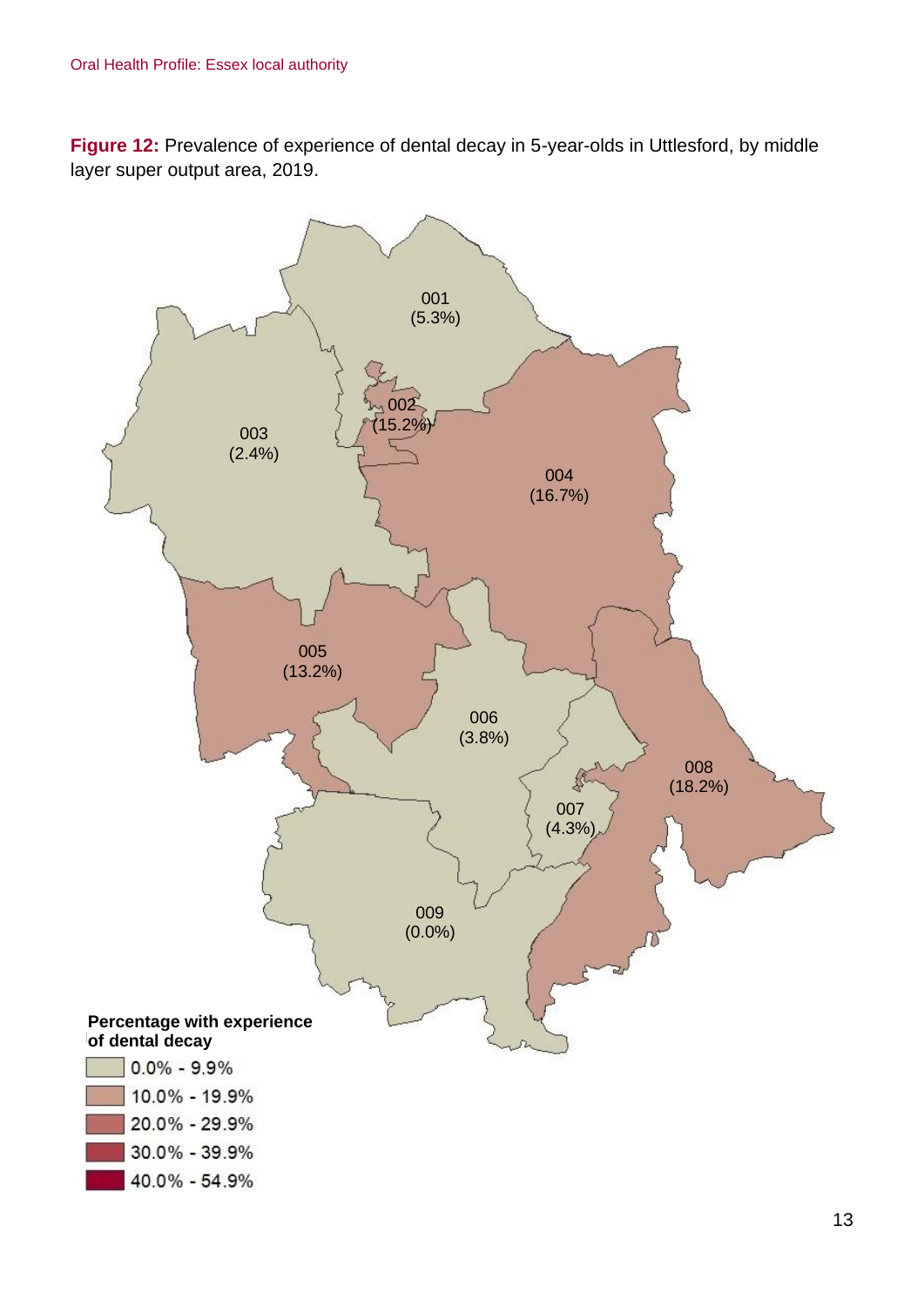**Figure 12:** Prevalence of experience of dental decay in 5-year-olds in Uttlesford, by middle layer super output area, 2019.

001 (5.3%)

002 (15.2%)

003 (2.4%)

004 (16.7%)

005 (13.2%)

006 (3.8%)

007 (4.3%)

008 (18.2%)

009 (0.0%)

**Percentage with experience of dental decay**

- 0.0% - 9.9%
- 10.0% - 19.9%
- 20.0% - 29.9%
- 30.0% - 39.9%
- 40.0% - 54.9%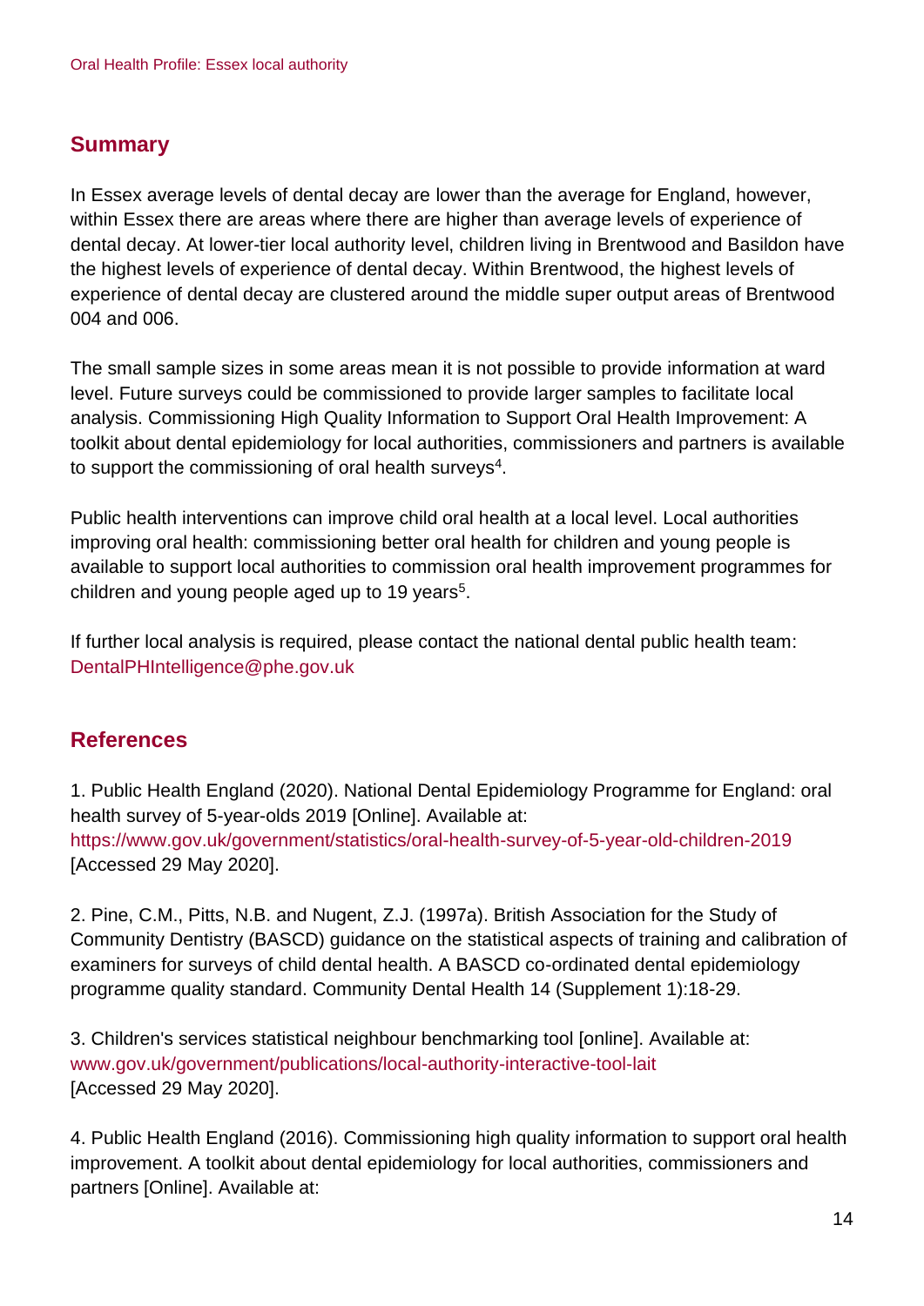## Summary

In Essex average levels of dental decay are lower than the average for England, however, within Essex there are areas where there are higher than average levels of experience of dental decay. At lower-tier local authority level, children living in Brentwood and Basildon have the highest levels of experience of dental decay. Within Brentwood, the highest levels of experience of dental decay are clustered around the middle super output areas of Brentwood 004 and 006.

The small sample sizes in some areas mean it is not possible to provide information at ward level. Future surveys could be commissioned to provide larger samples to facilitate local analysis. Commissioning High Quality Information to Support Oral Health Improvement: A toolkit about dental epidemiology for local authorities, commissioners and partners is available to support the commissioning of oral health surveys[4].

Public health interventions can improve child oral health at a local level. Local authorities improving oral health: commissioning better oral health for children and young people is available to support local authorities to commission oral health improvement programmes for children and young people aged up to 19 years[5].

If further local analysis is required, please contact the national dental public health team: DentalPHIntelligence@phe.gov.uk

## References

1. Public Health England (2020). National Dental Epidemiology Programme for England: oral health survey of 5-year-olds 2019 [Online]. Available at: https://www.gov.uk/government/statistics/oral-health-survey-of-5-year-old-children-2019 [Accessed 29 May 2020].

2. Pine, C.M., Pitts, N.B. and Nugent, Z.J. (1997a). British Association for the Study of Community Dentistry (BASCD) guidance on the statistical aspects of training and calibration of examiners for surveys of child dental health. A BASCD co-ordinated dental epidemiology programme quality standard. Community Dental Health 14 (Supplement 1):18-29.

3. Children's services statistical neighbour benchmarking tool [online]. Available at: www.gov.uk/government/publications/local-authority-interactive-tool-lait [Accessed 29 May 2020].

4. Public Health England (2016). Commissioning high quality information to support oral health improvement. A toolkit about dental epidemiology for local authorities, commissioners and partners [Online]. Available at: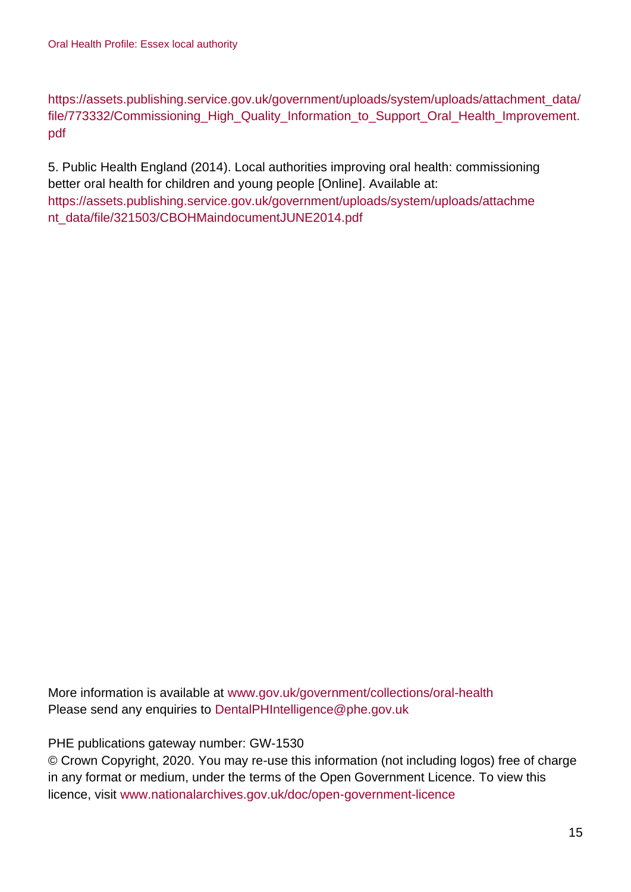https://assets.publishing.service.gov.uk/government/uploads/system/uploads/attachment_data/file/773332/Commissioning_High_Quality_Information_to_Support_Oral_Health_Improvement.pdf

5. Public Health England (2014). Local authorities improving oral health: commissioning better oral health for children and young people [Online]. Available at: https://assets.publishing.service.gov.uk/government/uploads/system/uploads/attachment_data/file/321503/CBOHMaindocumentJUNE2014.pdf

More information is available at www.gov.uk/government/collections/oral-health
Please send any enquiries to DentalPHIntelligence@phe.gov.uk

PHE publications gateway number: GW-1530
© Crown Copyright, 2020. You may re-use this information (not including logos) free of charge in any format or medium, under the terms of the Open Government Licence. To view this licence, visit www.nationalarchives.gov.uk/doc/open-government-licence